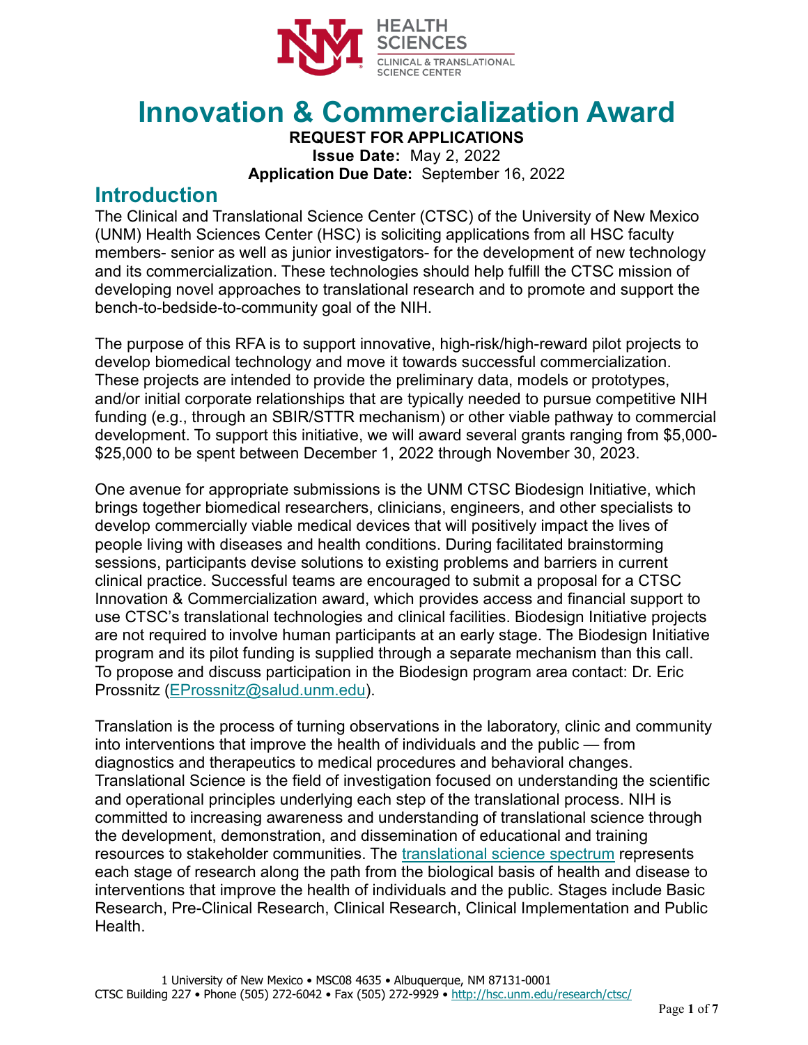# Innovation & Commercialization Award

**REQUEST FOR APPLICATIONS**

**Issue Date:** May 2, 2022

**Application Due Date:** September 16, 2022

## Introduction

The Clinical and Translational Science Center (CTSC) of the University of New Mexico (UNM) Health Sciences Center (HSC) is soliciting applications from all HSC faculty members- senior as well as junior investigators- for the development of new technology and its commercialization. These technologies should help fulfill the CTSC mission of developing novel approaches to translational research and to promote and support the bench-to-bedside-to-community goal of the NIH.

The purpose of this RFA is to support innovative, high-risk/high-reward pilot projects to develop biomedical technology and move it towards successful commercialization. These projects are intended to provide the preliminary data, models or prototypes, and/or initial corporate relationships that are typically needed to pursue competitive NIH funding (e.g., through an SBIR/STTR mechanism) or other viable pathway to commercial development. To support this initiative, we will award several grants ranging from $5,000-$25,000 to be spent between December 1, 2022 through November 30, 2023.

One avenue for appropriate submissions is the UNM CTSC Biodesign Initiative, which brings together biomedical researchers, clinicians, engineers, and other specialists to develop commercially viable medical devices that will positively impact the lives of people living with diseases and health conditions. During facilitated brainstorming sessions, participants devise solutions to existing problems and barriers in current clinical practice. Successful teams are encouraged to submit a proposal for a CTSC Innovation & Commercialization award, which provides access and financial support to use CTSC's translational technologies and clinical facilities. Biodesign Initiative projects are not required to involve human participants at an early stage. The Biodesign Initiative program and its pilot funding is supplied through a separate mechanism than this call. To propose and discuss participation in the Biodesign program area contact: Dr. Eric Prossnitz (EProssnitz@salud.unm.edu).

Translation is the process of turning observations in the laboratory, clinic and community into interventions that improve the health of individuals and the public — from diagnostics and therapeutics to medical procedures and behavioral changes. Translational Science is the field of investigation focused on understanding the scientific and operational principles underlying each step of the translational process. NIH is committed to increasing awareness and understanding of translational science through the development, demonstration, and dissemination of educational and training resources to stakeholder communities. The translational science spectrum represents each stage of research along the path from the biological basis of health and disease to interventions that improve the health of individuals and the public. Stages include Basic Research, Pre-Clinical Research, Clinical Research, Clinical Implementation and Public Health.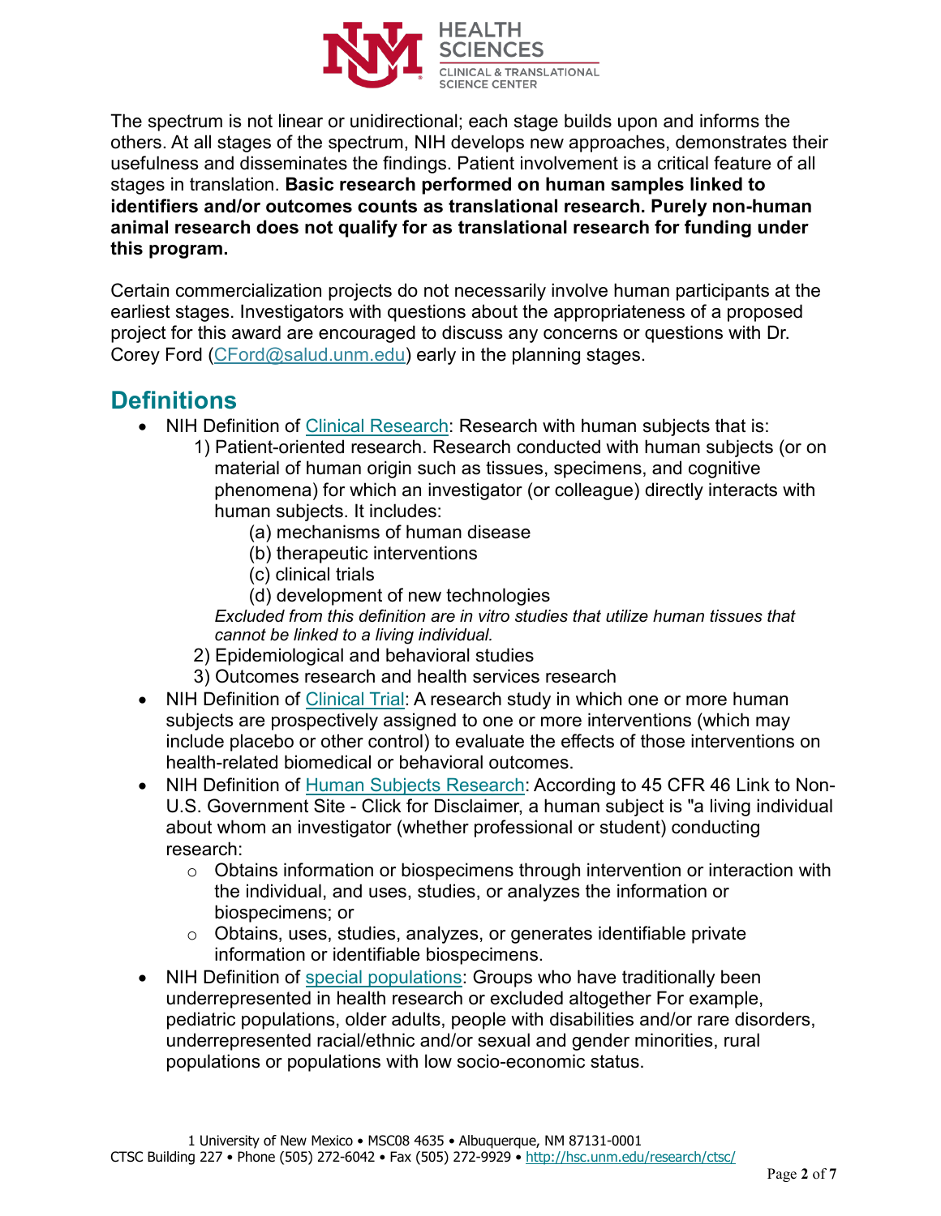The spectrum is not linear or unidirectional; each stage builds upon and informs the others. At all stages of the spectrum, NIH develops new approaches, demonstrates their usefulness and disseminates the findings. Patient involvement is a critical feature of all stages in translation. **Basic research performed on human samples linked to identifiers and/or outcomes counts as translational research. Purely non-human animal research does not qualify for as translational research for funding under this program.**

Certain commercialization projects do not necessarily involve human participants at the earliest stages. Investigators with questions about the appropriateness of a proposed project for this award are encouraged to discuss any concerns or questions with Dr. Corey Ford (CFord@salud.unm.edu) early in the planning stages.

## Definitions

- NIH Definition of Clinical Research: Research with human subjects that is:
  1) Patient-oriented research. Research conducted with human subjects (or on material of human origin such as tissues, specimens, and cognitive phenomena) for which an investigator (or colleague) directly interacts with human subjects. It includes:
     - (a) mechanisms of human disease
     - (b) therapeutic interventions
     - (c) clinical trials
     - (d) development of new technologies

     *Excluded from this definition are in vitro studies that utilize human tissues that cannot be linked to a living individual.*
  2) Epidemiological and behavioral studies
  3) Outcomes research and health services research
- NIH Definition of Clinical Trial: A research study in which one or more human subjects are prospectively assigned to one or more interventions (which may include placebo or other control) to evaluate the effects of those interventions on health-related biomedical or behavioral outcomes.
- NIH Definition of Human Subjects Research: According to 45 CFR 46 Link to Non-U.S. Government Site - Click for Disclaimer, a human subject is "a living individual about whom an investigator (whether professional or student) conducting research:
  - Obtains information or biospecimens through intervention or interaction with the individual, and uses, studies, or analyzes the information or biospecimens; or
  - Obtains, uses, studies, analyzes, or generates identifiable private information or identifiable biospecimens.
- NIH Definition of special populations: Groups who have traditionally been underrepresented in health research or excluded altogether For example, pediatric populations, older adults, people with disabilities and/or rare disorders, underrepresented racial/ethnic and/or sexual and gender minorities, rural populations or populations with low socio-economic status.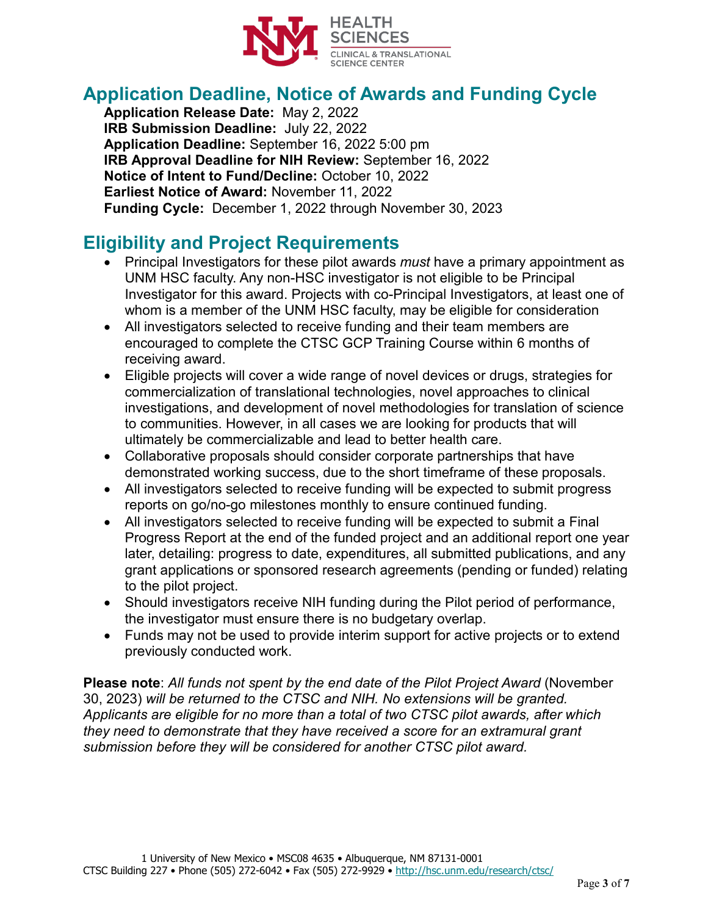## Application Deadline, Notice of Awards and Funding Cycle

**Application Release Date:** May 2, 2022
**IRB Submission Deadline:** July 22, 2022
**Application Deadline:** September 16, 2022 5:00 pm
**IRB Approval Deadline for NIH Review:** September 16, 2022
**Notice of Intent to Fund/Decline:** October 10, 2022
**Earliest Notice of Award:** November 11, 2022
**Funding Cycle:** December 1, 2022 through November 30, 2023

## Eligibility and Project Requirements

- Principal Investigators for these pilot awards *must* have a primary appointment as UNM HSC faculty. Any non-HSC investigator is not eligible to be Principal Investigator for this award. Projects with co-Principal Investigators, at least one of whom is a member of the UNM HSC faculty, may be eligible for consideration
- All investigators selected to receive funding and their team members are encouraged to complete the CTSC GCP Training Course within 6 months of receiving award.
- Eligible projects will cover a wide range of novel devices or drugs, strategies for commercialization of translational technologies, novel approaches to clinical investigations, and development of novel methodologies for translation of science to communities. However, in all cases we are looking for products that will ultimately be commercializable and lead to better health care.
- Collaborative proposals should consider corporate partnerships that have demonstrated working success, due to the short timeframe of these proposals.
- All investigators selected to receive funding will be expected to submit progress reports on go/no-go milestones monthly to ensure continued funding.
- All investigators selected to receive funding will be expected to submit a Final Progress Report at the end of the funded project and an additional report one year later, detailing: progress to date, expenditures, all submitted publications, and any grant applications or sponsored research agreements (pending or funded) relating to the pilot project.
- Should investigators receive NIH funding during the Pilot period of performance, the investigator must ensure there is no budgetary overlap.
- Funds may not be used to provide interim support for active projects or to extend previously conducted work.

**Please note**: *All funds not spent by the end date of the Pilot Project Award* (November 30, 2023) *will be returned to the CTSC and NIH. No extensions will be granted. Applicants are eligible for no more than a total of two CTSC pilot awards, after which they need to demonstrate that they have received a score for an extramural grant submission before they will be considered for another CTSC pilot award.*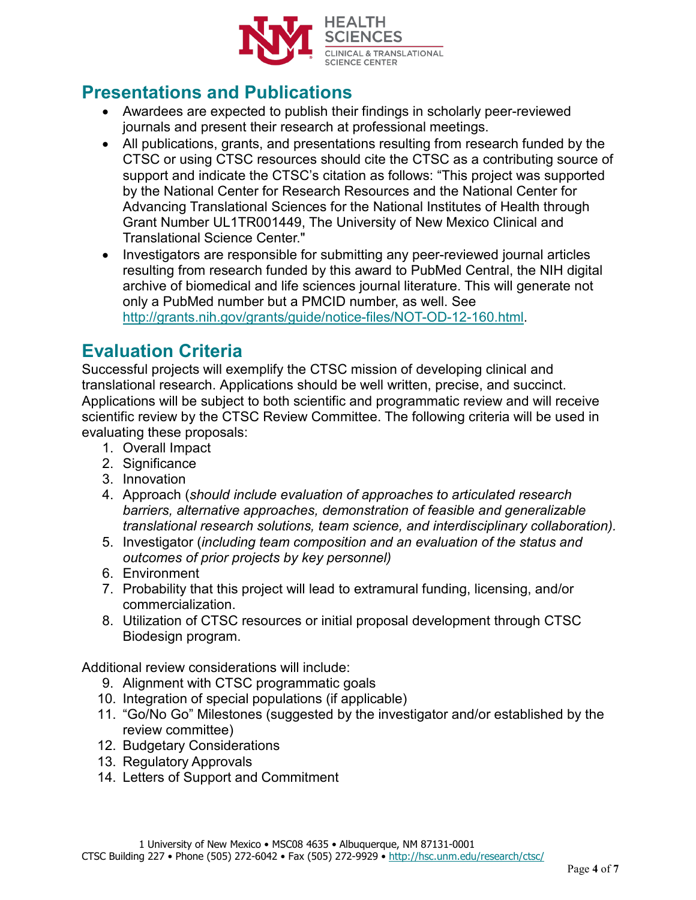## Presentations and Publications

- Awardees are expected to publish their findings in scholarly peer-reviewed journals and present their research at professional meetings.
- All publications, grants, and presentations resulting from research funded by the CTSC or using CTSC resources should cite the CTSC as a contributing source of support and indicate the CTSC's citation as follows: "This project was supported by the National Center for Research Resources and the National Center for Advancing Translational Sciences for the National Institutes of Health through Grant Number UL1TR001449, The University of New Mexico Clinical and Translational Science Center."
- Investigators are responsible for submitting any peer-reviewed journal articles resulting from research funded by this award to PubMed Central, the NIH digital archive of biomedical and life sciences journal literature. This will generate not only a PubMed number but a PMCID number, as well. See http://grants.nih.gov/grants/guide/notice-files/NOT-OD-12-160.html.

## Evaluation Criteria

Successful projects will exemplify the CTSC mission of developing clinical and translational research. Applications should be well written, precise, and succinct. Applications will be subject to both scientific and programmatic review and will receive scientific review by the CTSC Review Committee. The following criteria will be used in evaluating these proposals:

1. Overall Impact
2. Significance
3. Innovation
4. Approach (*should include evaluation of approaches to articulated research barriers, alternative approaches, demonstration of feasible and generalizable translational research solutions, team science, and interdisciplinary collaboration).*
5. Investigator (*including team composition and an evaluation of the status and outcomes of prior projects by key personnel)*
6. Environment
7. Probability that this project will lead to extramural funding, licensing, and/or commercialization.
8. Utilization of CTSC resources or initial proposal development through CTSC Biodesign program.

Additional review considerations will include:

9. Alignment with CTSC programmatic goals
10. Integration of special populations (if applicable)
11. "Go/No Go" Milestones (suggested by the investigator and/or established by the review committee)
12. Budgetary Considerations
13. Regulatory Approvals
14. Letters of Support and Commitment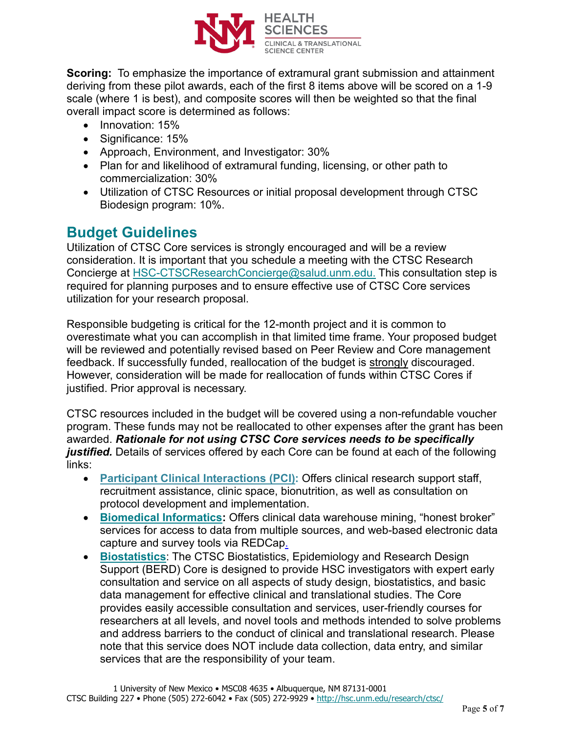**Scoring:** To emphasize the importance of extramural grant submission and attainment deriving from these pilot awards, each of the first 8 items above will be scored on a 1-9 scale (where 1 is best), and composite scores will then be weighted so that the final overall impact score is determined as follows:

- Innovation: 15%
- Significance: 15%
- Approach, Environment, and Investigator: 30%
- Plan for and likelihood of extramural funding, licensing, or other path to commercialization: 30%
- Utilization of CTSC Resources or initial proposal development through CTSC Biodesign program: 10%.

## Budget Guidelines

Utilization of CTSC Core services is strongly encouraged and will be a review consideration. It is important that you schedule a meeting with the CTSC Research Concierge at HSC-CTSCResearchConcierge@salud.unm.edu. This consultation step is required for planning purposes and to ensure effective use of CTSC Core services utilization for your research proposal.

Responsible budgeting is critical for the 12-month project and it is common to overestimate what you can accomplish in that limited time frame. Your proposed budget will be reviewed and potentially revised based on Peer Review and Core management feedback. If successfully funded, reallocation of the budget is strongly discouraged. However, consideration will be made for reallocation of funds within CTSC Cores if justified. Prior approval is necessary.

CTSC resources included in the budget will be covered using a non-refundable voucher program. These funds may not be reallocated to other expenses after the grant has been awarded. ***Rationale for not using CTSC Core services needs to be specifically justified.*** Details of services offered by each Core can be found at each of the following links:

- **Participant Clinical Interactions (PCI):** Offers clinical research support staff, recruitment assistance, clinic space, bionutrition, as well as consultation on protocol development and implementation.
- **Biomedical Informatics:** Offers clinical data warehouse mining, "honest broker" services for access to data from multiple sources, and web-based electronic data capture and survey tools via REDCap.
- **Biostatistics**: The CTSC Biostatistics, Epidemiology and Research Design Support (BERD) Core is designed to provide HSC investigators with expert early consultation and service on all aspects of study design, biostatistics, and basic data management for effective clinical and translational studies. The Core provides easily accessible consultation and services, user-friendly courses for researchers at all levels, and novel tools and methods intended to solve problems and address barriers to the conduct of clinical and translational research. Please note that this service does NOT include data collection, data entry, and similar services that are the responsibility of your team.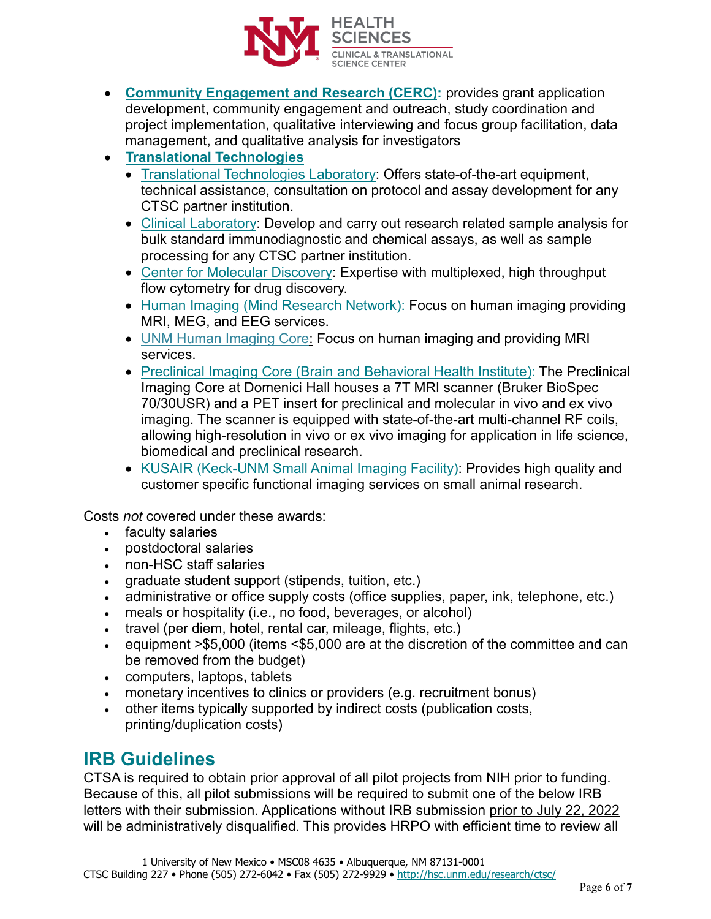- **Community Engagement and Research (CERC):** provides grant application development, community engagement and outreach, study coordination and project implementation, qualitative interviewing and focus group facilitation, data management, and qualitative analysis for investigators
- **Translational Technologies**
  - Translational Technologies Laboratory: Offers state-of-the-art equipment, technical assistance, consultation on protocol and assay development for any CTSC partner institution.
  - Clinical Laboratory: Develop and carry out research related sample analysis for bulk standard immunodiagnostic and chemical assays, as well as sample processing for any CTSC partner institution.
  - Center for Molecular Discovery: Expertise with multiplexed, high throughput flow cytometry for drug discovery.
  - Human Imaging (Mind Research Network): Focus on human imaging providing MRI, MEG, and EEG services.
  - UNM Human Imaging Core: Focus on human imaging and providing MRI services.
  - Preclinical Imaging Core (Brain and Behavioral Health Institute): The Preclinical Imaging Core at Domenici Hall houses a 7T MRI scanner (Bruker BioSpec 70/30USR) and a PET insert for preclinical and molecular in vivo and ex vivo imaging. The scanner is equipped with state-of-the-art multi-channel RF coils, allowing high-resolution in vivo or ex vivo imaging for application in life science, biomedical and preclinical research.
  - KUSAIR (Keck-UNM Small Animal Imaging Facility): Provides high quality and customer specific functional imaging services on small animal research.

Costs *not* covered under these awards:

- faculty salaries
- postdoctoral salaries
- non-HSC staff salaries
- graduate student support (stipends, tuition, etc.)
- administrative or office supply costs (office supplies, paper, ink, telephone, etc.)
- meals or hospitality (i.e., no food, beverages, or alcohol)
- travel (per diem, hotel, rental car, mileage, flights, etc.)
- equipment >$5,000 (items <$5,000 are at the discretion of the committee and can be removed from the budget)
- computers, laptops, tablets
- monetary incentives to clinics or providers (e.g. recruitment bonus)
- other items typically supported by indirect costs (publication costs, printing/duplication costs)

## IRB Guidelines

CTSA is required to obtain prior approval of all pilot projects from NIH prior to funding. Because of this, all pilot submissions will be required to submit one of the below IRB letters with their submission. Applications without IRB submission prior to July 22, 2022 will be administratively disqualified. This provides HRPO with efficient time to review all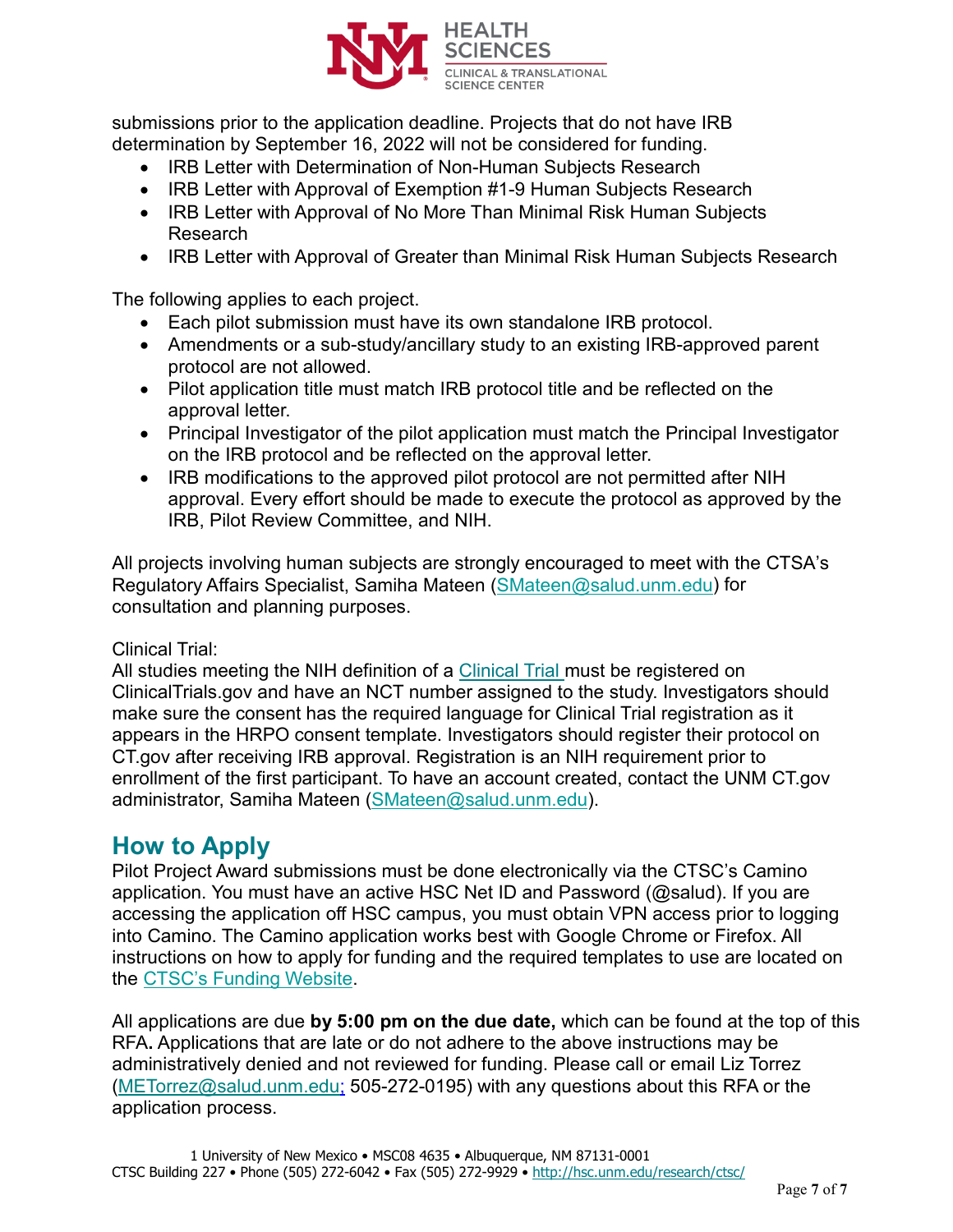submissions prior to the application deadline. Projects that do not have IRB determination by September 16, 2022 will not be considered for funding.

- IRB Letter with Determination of Non-Human Subjects Research
- IRB Letter with Approval of Exemption #1-9 Human Subjects Research
- IRB Letter with Approval of No More Than Minimal Risk Human Subjects Research
- IRB Letter with Approval of Greater than Minimal Risk Human Subjects Research

The following applies to each project.

- Each pilot submission must have its own standalone IRB protocol.
- Amendments or a sub-study/ancillary study to an existing IRB-approved parent protocol are not allowed.
- Pilot application title must match IRB protocol title and be reflected on the approval letter.
- Principal Investigator of the pilot application must match the Principal Investigator on the IRB protocol and be reflected on the approval letter.
- IRB modifications to the approved pilot protocol are not permitted after NIH approval. Every effort should be made to execute the protocol as approved by the IRB, Pilot Review Committee, and NIH.

All projects involving human subjects are strongly encouraged to meet with the CTSA's Regulatory Affairs Specialist, Samiha Mateen (SMateen@salud.unm.edu) for consultation and planning purposes.

Clinical Trial:
All studies meeting the NIH definition of a Clinical Trial must be registered on ClinicalTrials.gov and have an NCT number assigned to the study. Investigators should make sure the consent has the required language for Clinical Trial registration as it appears in the HRPO consent template. Investigators should register their protocol on CT.gov after receiving IRB approval. Registration is an NIH requirement prior to enrollment of the first participant. To have an account created, contact the UNM CT.gov administrator, Samiha Mateen (SMateen@salud.unm.edu).

## How to Apply

Pilot Project Award submissions must be done electronically via the CTSC's Camino application. You must have an active HSC Net ID and Password (@salud). If you are accessing the application off HSC campus, you must obtain VPN access prior to logging into Camino. The Camino application works best with Google Chrome or Firefox. All instructions on how to apply for funding and the required templates to use are located on the CTSC's Funding Website.

All applications are due **by 5:00 pm on the due date,** which can be found at the top of this RFA**.** Applications that are late or do not adhere to the above instructions may be administratively denied and not reviewed for funding. Please call or email Liz Torrez (METorrez@salud.unm.edu; 505-272-0195) with any questions about this RFA or the application process.